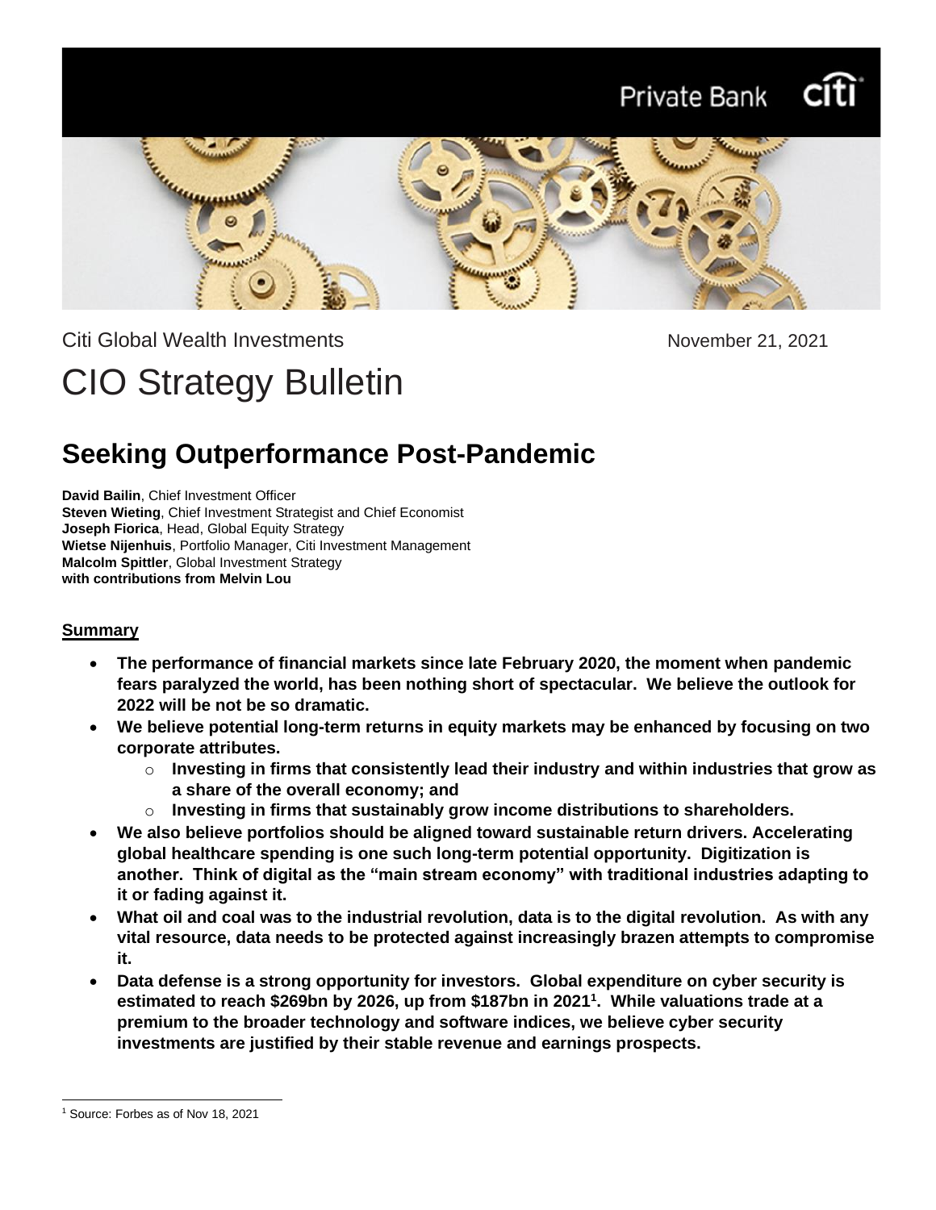Private Bank citi

Citi Global Wealth Investments

November 21, 2021

# CIO Strategy Bulletin

## Seeking Outperformance Post-Pandemic

**David Bailin**, Chief Investment Officer
**Steven Wieting**, Chief Investment Strategist and Chief Economist
**Joseph Fiorica**, Head, Global Equity Strategy
**Wietse Nijenhuis**, Portfolio Manager, Citi Investment Management
**Malcolm Spittler**, Global Investment Strategy
**with contributions from Melvin Lou**

### Summary

- **The performance of financial markets since late February 2020, the moment when pandemic fears paralyzed the world, has been nothing short of spectacular. We believe the outlook for 2022 will be not be so dramatic.**
- **We believe potential long-term returns in equity markets may be enhanced by focusing on two corporate attributes.**
  - **Investing in firms that consistently lead their industry and within industries that grow as a share of the overall economy; and**
  - **Investing in firms that sustainably grow income distributions to shareholders.**
- **We also believe portfolios should be aligned toward sustainable return drivers. Accelerating global healthcare spending is one such long-term potential opportunity. Digitization is another. Think of digital as the "main stream economy" with traditional industries adapting to it or fading against it.**
- **What oil and coal was to the industrial revolution, data is to the digital revolution. As with any vital resource, data needs to be protected against increasingly brazen attempts to compromise it.**
- **Data defense is a strong opportunity for investors. Global expenditure on cyber security is estimated to reach $269bn by 2026, up from $187bn in 2021[1]. While valuations trade at a premium to the broader technology and software indices, we believe cyber security investments are justified by their stable revenue and earnings prospects.**

[1] Source: Forbes as of Nov 18, 2021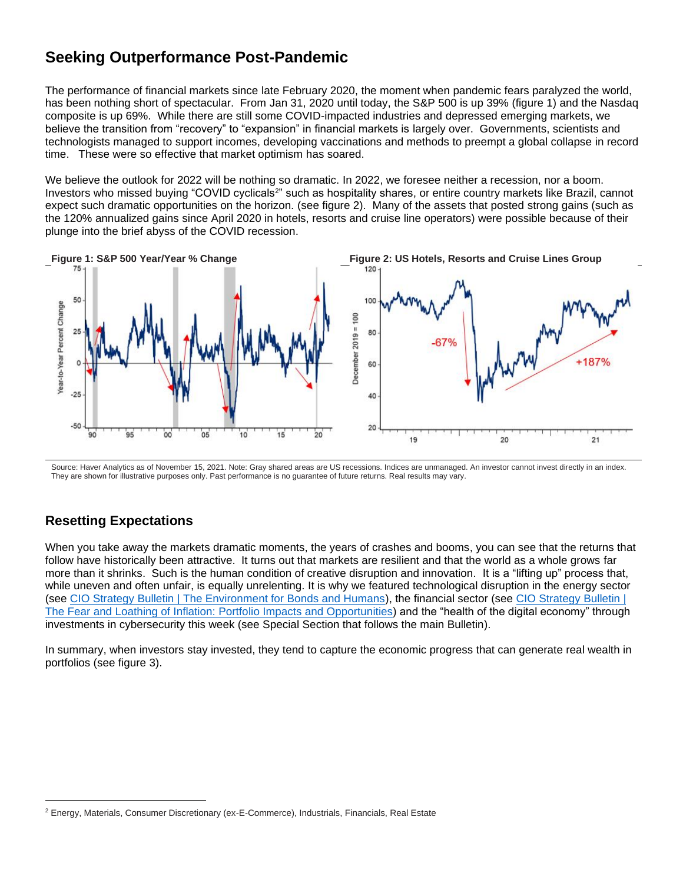## Seeking Outperformance Post-Pandemic

The performance of financial markets since late February 2020, the moment when pandemic fears paralyzed the world, has been nothing short of spectacular. From Jan 31, 2020 until today, the S&P 500 is up 39% (figure 1) and the Nasdaq composite is up 69%. While there are still some COVID-impacted industries and depressed emerging markets, we believe the transition from "recovery" to "expansion" in financial markets is largely over. Governments, scientists and technologists managed to support incomes, developing vaccinations and methods to preempt a global collapse in record time. These were so effective that market optimism has soared.

We believe the outlook for 2022 will be nothing so dramatic. In 2022, we foresee neither a recession, nor a boom. Investors who missed buying "COVID cyclicals[2]" such as hospitality shares, or entire country markets like Brazil, cannot expect such dramatic opportunities on the horizon. (see figure 2). Many of the assets that posted strong gains (such as the 120% annualized gains since April 2020 in hotels, resorts and cruise line operators) were possible because of their plunge into the brief abyss of the COVID recession.

**Figure 1: S&P 500 Year/Year % Change**

Year-to-Year Percent Change

75
50
25
0
-25
-50

90 95 00 05 10 15 20

**Figure 2: US Hotels, Resorts and Cruise Lines Group**

December 2019 = 100

120
100
80
60
40
20

19 20 21

-67%

+187%

Source: Haver Analytics as of November 15, 2021. Note: Gray shared areas are US recessions. Indices are unmanaged. An investor cannot invest directly in an index. They are shown for illustrative purposes only. Past performance is no guarantee of future returns. Real results may vary.

## Resetting Expectations

When you take away the markets dramatic moments, the years of crashes and booms, you can see that the returns that follow have historically been attractive. It turns out that markets are resilient and that the world as a whole grows far more than it shrinks. Such is the human condition of creative disruption and innovation. It is a "lifting up" process that, while uneven and often unfair, is equally unrelenting. It is why we featured technological disruption in the energy sector (see CIO Strategy Bulletin | The Environment for Bonds and Humans), the financial sector (see CIO Strategy Bulletin | The Fear and Loathing of Inflation: Portfolio Impacts and Opportunities) and the "health of the digital economy" through investments in cybersecurity this week (see Special Section that follows the main Bulletin).

In summary, when investors stay invested, they tend to capture the economic progress that can generate real wealth in portfolios (see figure 3).

---

[2] Energy, Materials, Consumer Discretionary (ex-E-Commerce), Industrials, Financials, Real Estate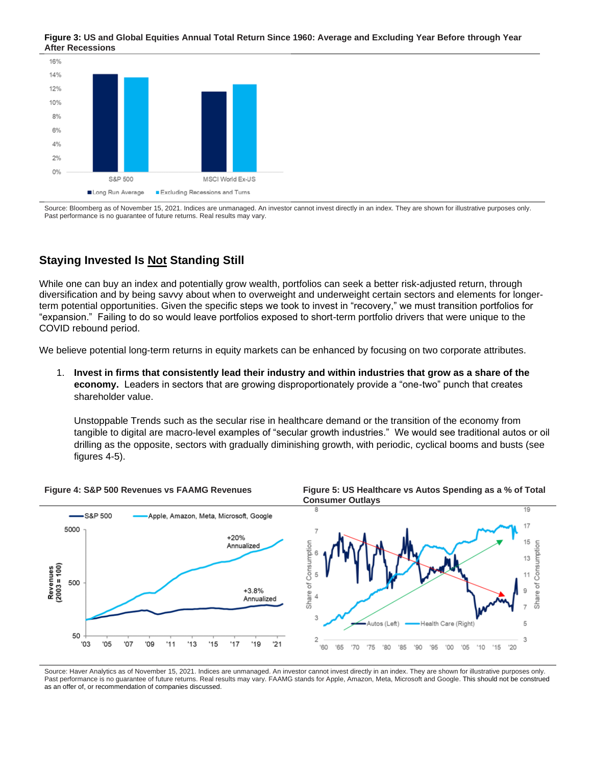**Figure 3: US and Global Equities Annual Total Return Since 1960: Average and Excluding Year Before through Year After Recessions**

16%
14%
12%
10%
8%
6%
4%
2%
0%
S&P 500
MSCI World Ex-US
Long Run Average
Excluding Recessions and Turns

Source: Bloomberg as of November 15, 2021. Indices are unmanaged. An investor cannot invest directly in an index. They are shown for illustrative purposes only. Past performance is no guarantee of future returns. Real results may vary.

## Staying Invested Is Not Standing Still

While one can buy an index and potentially grow wealth, portfolios can seek a better risk-adjusted return, through diversification and by being savvy about when to overweight and underweight certain sectors and elements for longer-term potential opportunities. Given the specific steps we took to invest in "recovery," we must transition portfolios for "expansion." Failing to do so would leave portfolios exposed to short-term portfolio drivers that were unique to the COVID rebound period.

We believe potential long-term returns in equity markets can be enhanced by focusing on two corporate attributes.

1. **Invest in firms that consistently lead their industry and within industries that grow as a share of the economy.** Leaders in sectors that are growing disproportionately provide a "one-two" punch that creates shareholder value.

   Unstoppable Trends such as the secular rise in healthcare demand or the transition of the economy from tangible to digital are macro-level examples of "secular growth industries." We would see traditional autos or oil drilling as the opposite, sectors with gradually diminishing growth, with periodic, cyclical booms and busts (see figures 4-5).

**Figure 4: S&P 500 Revenues vs FAAMG Revenues**

S&P 500
Apple, Amazon, Meta, Microsoft, Google
Revenues (2003 = 100)
5000
500
50
+20% Annualized
+3.8% Annualized
'03 '05 '07 '09 '11 '13 '15 '17 '19 '21

**Figure 5: US Healthcare vs Autos Spending as a % of Total Consumer Outlays**

Share of Consumption
8
7
6
5
4
3
2
19
17
15
13
11
9
7
5
3
Autos (Left)
Health Care (Right)
'60 '65 '70 '75 '80 '85 '90 '95 '00 '05 '10 '15 '20

Source: Haver Analytics as of November 15, 2021. Indices are unmanaged. An investor cannot invest directly in an index. They are shown for illustrative purposes only. Past performance is no guarantee of future returns. Real results may vary. FAAMG stands for Apple, Amazon, Meta, Microsoft and Google. This should not be construed as an offer of, or recommendation of companies discussed.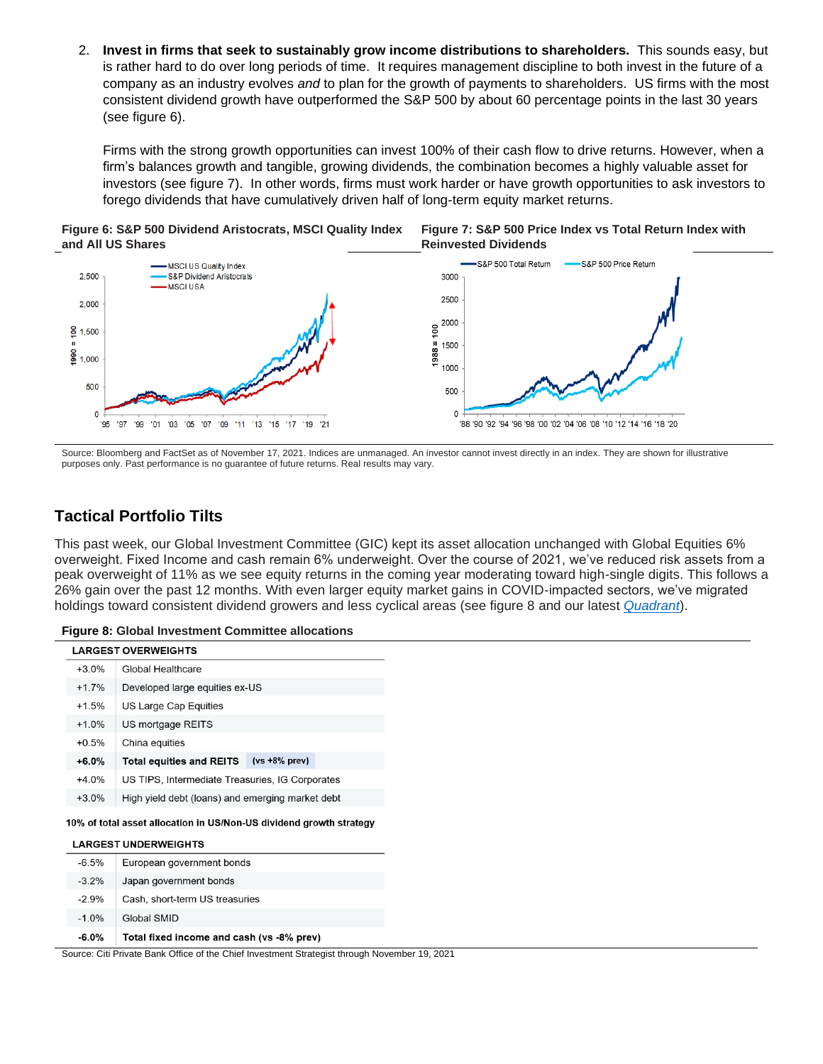2. **Invest in firms that seek to sustainably grow income distributions to shareholders.** This sounds easy, but is rather hard to do over long periods of time. It requires management discipline to both invest in the future of a company as an industry evolves *and* to plan for the growth of payments to shareholders. US firms with the most consistent dividend growth have outperformed the S&P 500 by about 60 percentage points in the last 30 years (see figure 6).

   Firms with the strong growth opportunities can invest 100% of their cash flow to drive returns. However, when a firm's balances growth and tangible, growing dividends, the combination becomes a highly valuable asset for investors (see figure 7). In other words, firms must work harder or have growth opportunities to ask investors to forego dividends that have cumulatively driven half of long-term equity market returns.

**Figure 6: S&P 500 Dividend Aristocrats, MSCI Quality Index and All US Shares**

MSCI US Quality Index
S&P Dividend Aristocrats
MSCI USA

1990 = 100

2,500
2,000
1,500
1,000
500
0

'95 '97 '99 '01 '03 '05 '07 '09 '11 '13 '15 '17 '19 '21

**Figure 7: S&P 500 Price Index vs Total Return Index with Reinvested Dividends**

S&P 500 Total Return
S&P 500 Price Return

1988 = 100

3000
2500
2000
1500
1000
500
0

'88 '90 '92 '94 '96 '98 '00 '02 '04 '06 '08 '10 '12 '14 '16 '18 '20

Source: Bloomberg and FactSet as of November 17, 2021. Indices are unmanaged. An investor cannot invest directly in an index. They are shown for illustrative purposes only. Past performance is no guarantee of future returns. Real results may vary.

## Tactical Portfolio Tilts

This past week, our Global Investment Committee (GIC) kept its asset allocation unchanged with Global Equities 6% overweight. Fixed Income and cash remain 6% underweight. Over the course of 2021, we've reduced risk assets from a peak overweight of 11% as we see equity returns in the coming year moderating toward high-single digits. This follows a 26% gain over the past 12 months. With even larger equity market gains in COVID-impacted sectors, we've migrated holdings toward consistent dividend growers and less cyclical areas (see figure 8 and our latest *Quadrant*).

**Figure 8: Global Investment Committee allocations**

| LARGEST OVERWEIGHTS | |
|---|---|
| +3.0% | Global Healthcare |
| +1.7% | Developed large equities ex-US |
| +1.5% | US Large Cap Equities |
| +1.0% | US mortgage REITS |
| +0.5% | China equities |
| **+6.0%** | **Total equities and REITS** (vs +8% prev) |
| +4.0% | US TIPS, Intermediate Treasuries, IG Corporates |
| +3.0% | High yield debt (loans) and emerging market debt |

**10% of total asset allocation in US/Non-US dividend growth strategy**

| LARGEST UNDERWEIGHTS | |
|---|---|
| -6.5% | European government bonds |
| -3.2% | Japan government bonds |
| -2.9% | Cash, short-term US treasuries |
| -1.0% | Global SMID |
| **-6.0%** | **Total fixed income and cash (vs -8% prev)** |

Source: Citi Private Bank Office of the Chief Investment Strategist through November 19, 2021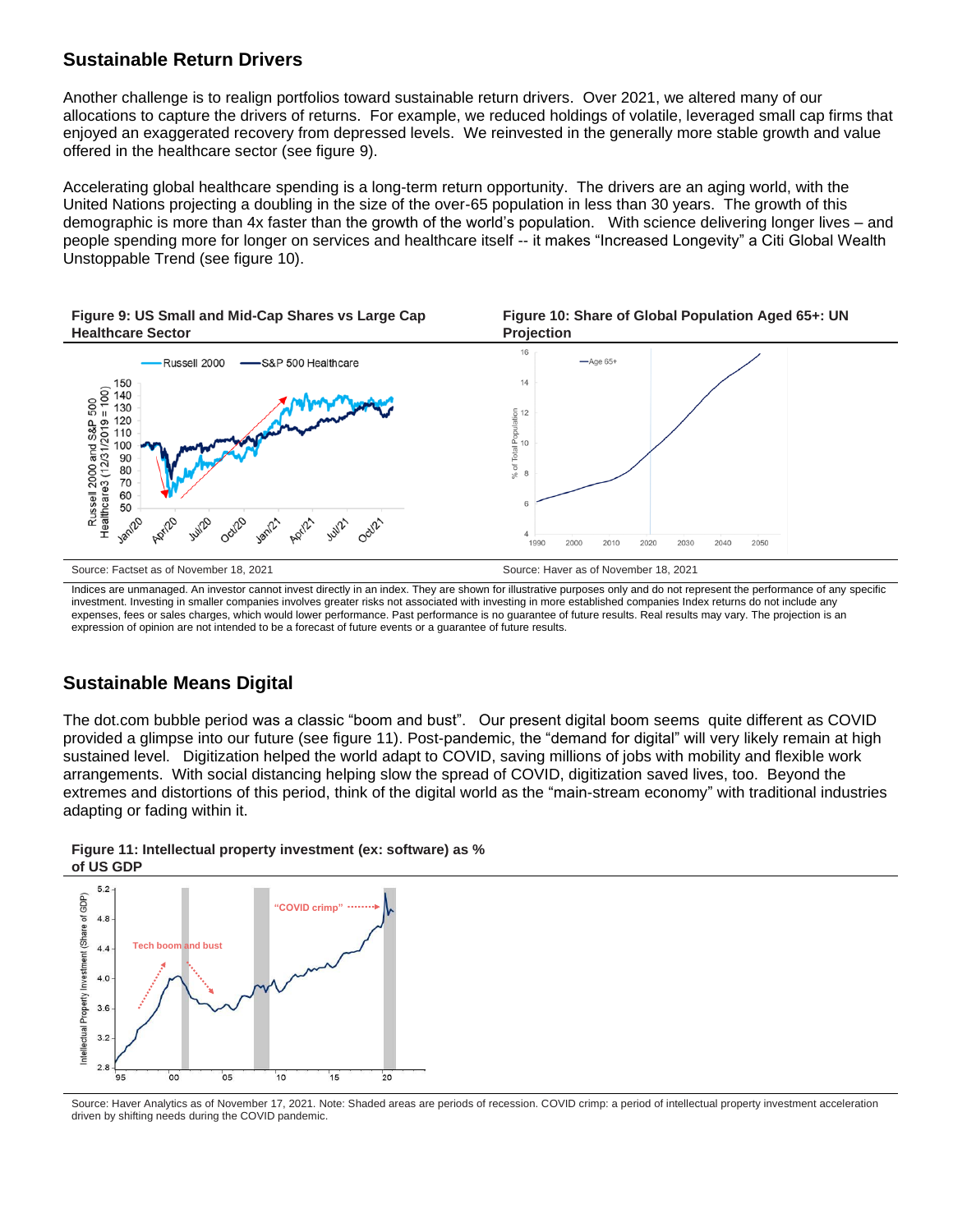## Sustainable Return Drivers

Another challenge is to realign portfolios toward sustainable return drivers. Over 2021, we altered many of our allocations to capture the drivers of returns. For example, we reduced holdings of volatile, leveraged small cap firms that enjoyed an exaggerated recovery from depressed levels. We reinvested in the generally more stable growth and value offered in the healthcare sector (see figure 9).

Accelerating global healthcare spending is a long-term return opportunity. The drivers are an aging world, with the United Nations projecting a doubling in the size of the over-65 population in less than 30 years. The growth of this demographic is more than 4x faster than the growth of the world's population. With science delivering longer lives – and people spending more for longer on services and healthcare itself -- it makes "Increased Longevity" a Citi Global Wealth Unstoppable Trend (see figure 10).

**Figure 9: US Small and Mid-Cap Shares vs Large Cap Healthcare Sector**

Russell 2000
S&P 500 Healthcare
Russell 2000 and S&P 500 Healthcare3 (12/31/2019 = 100)
150
140
130
120
110
100
90
80
70
60
50
Jan/20
Apr/20
Jul/20
Oct/20
Jan/21
Apr/21
Jul/21
Oct/21

Source: Factset as of November 18, 2021

**Figure 10: Share of Global Population Aged 65+: UN Projection**

Age 65+
% of Total Population
16
14
12
10
8
6
4
1990
2000
2010
2020
2030
2040
2050

Source: Haver as of November 18, 2021

Indices are unmanaged. An investor cannot invest directly in an index. They are shown for illustrative purposes only and do not represent the performance of any specific investment. Investing in smaller companies involves greater risks not associated with investing in more established companies Index returns do not include any expenses, fees or sales charges, which would lower performance. Past performance is no guarantee of future results. Real results may vary. The projection is an expression of opinion are not intended to be a forecast of future events or a guarantee of future results.

## Sustainable Means Digital

The dot.com bubble period was a classic "boom and bust". Our present digital boom seems quite different as COVID provided a glimpse into our future (see figure 11). Post-pandemic, the "demand for digital" will very likely remain at high sustained level. Digitization helped the world adapt to COVID, saving millions of jobs with mobility and flexible work arrangements. With social distancing helping slow the spread of COVID, digitization saved lives, too. Beyond the extremes and distortions of this period, think of the digital world as the "main-stream economy" with traditional industries adapting or fading within it.

**Figure 11: Intellectual property investment (ex: software) as % of US GDP**

Intellectual Property Investment (Share of GDP)
5.2
4.8
4.4
4.0
3.6
3.2
2.8
95
00
05
10
15
20
"COVID crimp"
Tech boom and bust

Source: Haver Analytics as of November 17, 2021. Note: Shaded areas are periods of recession. COVID crimp: a period of intellectual property investment acceleration driven by shifting needs during the COVID pandemic.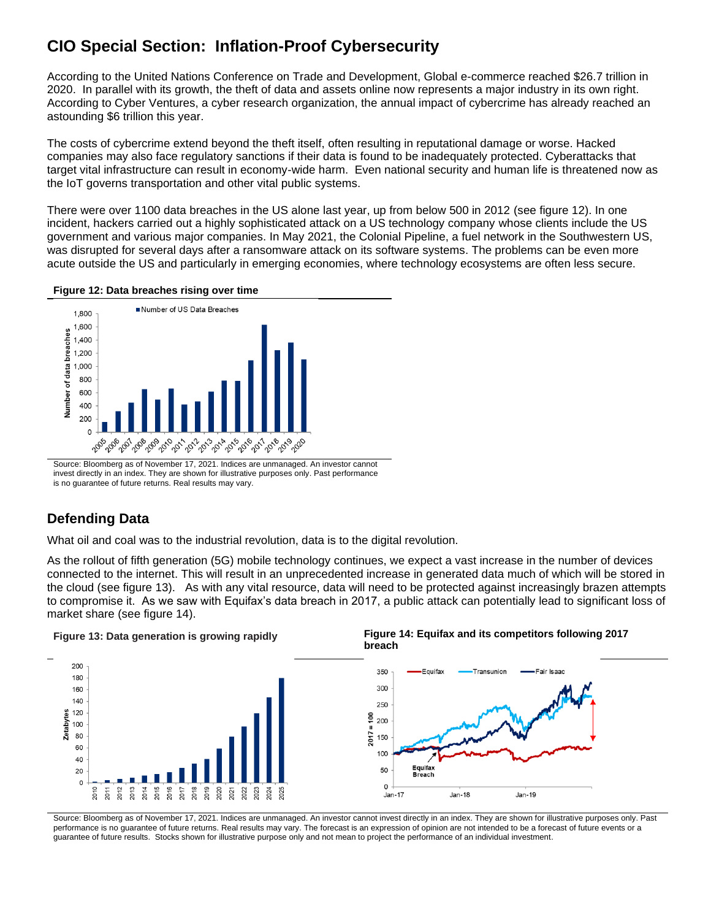# CIO Special Section: Inflation-Proof Cybersecurity

According to the United Nations Conference on Trade and Development, Global e-commerce reached $26.7 trillion in 2020. In parallel with its growth, the theft of data and assets online now represents a major industry in its own right. According to Cyber Ventures, a cyber research organization, the annual impact of cybercrime has already reached an astounding $6 trillion this year.

The costs of cybercrime extend beyond the theft itself, often resulting in reputational damage or worse. Hacked companies may also face regulatory sanctions if their data is found to be inadequately protected. Cyberattacks that target vital infrastructure can result in economy-wide harm. Even national security and human life is threatened now as the IoT governs transportation and other vital public systems.

There were over 1100 data breaches in the US alone last year, up from below 500 in 2012 (see figure 12). In one incident, hackers carried out a highly sophisticated attack on a US technology company whose clients include the US government and various major companies. In May 2021, the Colonial Pipeline, a fuel network in the Southwestern US, was disrupted for several days after a ransomware attack on its software systems. The problems can be even more acute outside the US and particularly in emerging economies, where technology ecosystems are often less secure.

**Figure 12: Data breaches rising over time**

Number of US Data Breaches

Number of data breaches

1,800
1,600
1,400
1,200
1,000
800
600
400
200
0

2005 2006 2007 2008 2009 2010 2011 2012 2013 2014 2015 2016 2017 2018 2019 2020

Source: Bloomberg as of November 17, 2021. Indices are unmanaged. An investor cannot invest directly in an index. They are shown for illustrative purposes only. Past performance is no guarantee of future returns. Real results may vary.

## Defending Data

What oil and coal was to the industrial revolution, data is to the digital revolution.

As the rollout of fifth generation (5G) mobile technology continues, we expect a vast increase in the number of devices connected to the internet. This will result in an unprecedented increase in generated data much of which will be stored in the cloud (see figure 13). As with any vital resource, data will need to be protected against increasingly brazen attempts to compromise it. As we saw with Equifax's data breach in 2017, a public attack can potentially lead to significant loss of market share (see figure 14).

**Figure 13: Data generation is growing rapidly**

Zetabytes

200
180
160
140
120
100
80
60
40
20
0

2010 2011 2012 2013 2014 2015 2016 2017 2018 2019 2020 2021 2022 2023 2024 2025

**Figure 14: Equifax and its competitors following 2017 breach**

Equifax Transunion Fair Isaac

2017 = 100

350
300
250
200
150
100
50
0

Equifax Breach

Jan-17 Jan-18 Jan-19

Source: Bloomberg as of November 17, 2021. Indices are unmanaged. An investor cannot invest directly in an index. They are shown for illustrative purposes only. Past performance is no guarantee of future returns. Real results may vary. The forecast is an expression of opinion are not intended to be a forecast of future events or a guarantee of future results. Stocks shown for illustrative purpose only and not mean to project the performance of an individual investment.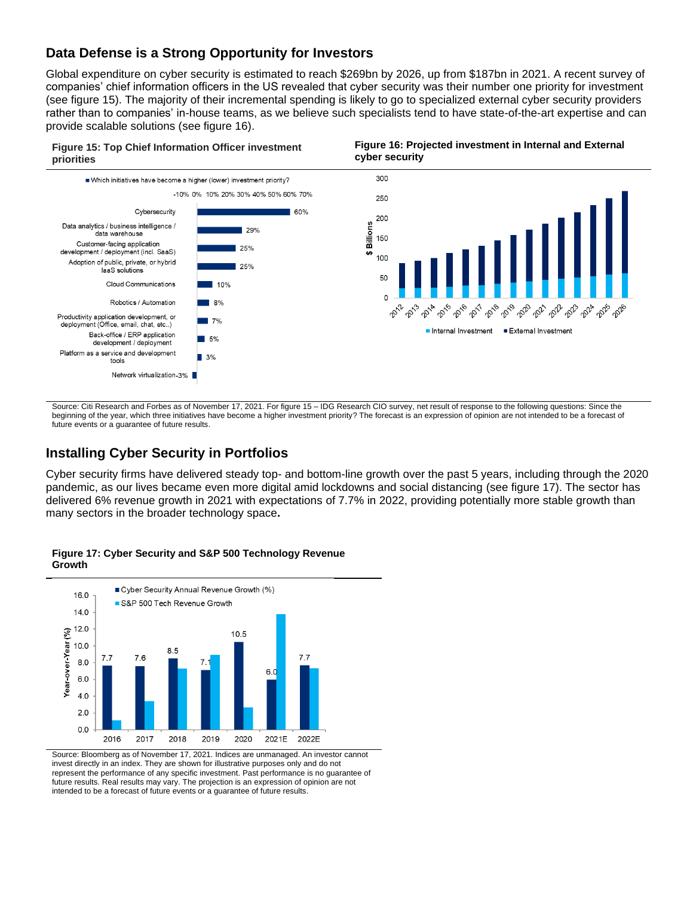## Data Defense is a Strong Opportunity for Investors

Global expenditure on cyber security is estimated to reach $269bn by 2026, up from $187bn in 2021. A recent survey of companies' chief information officers in the US revealed that cyber security was their number one priority for investment (see figure 15). The majority of their incremental spending is likely to go to specialized external cyber security providers rather than to companies' in-house teams, as we believe such specialists tend to have state-of-the-art expertise and can provide scalable solutions (see figure 16).

**Figure 15: Top Chief Information Officer investment priorities**

Which initiatives have become a higher (lower) investment priority?

-10% 0% 10% 20% 30% 40% 50% 60% 70%

Cybersecurity 60%
Data analytics / business intelligence / data warehouse 29%
Customer-facing application development / deployment (incl. SaaS) 25%
Adoption of public, private, or hybrid IaaS solutions 25%
Cloud Communications 10%
Robotics / Automation 8%
Productivity application development, or deployment (Office, email, chat, etc..) 7%
Back-office / ERP application development / deployment 5%
Platform as a service and development tools 3%
Network virtualization -3%

**Figure 16: Projected investment in Internal and External cyber security**

$ Billions

300, 250, 200, 150, 100, 50, 0

2012 2013 2014 2015 2016 2017 2018 2019 2020 2021 2022 2023 2024 2025 2026

Internal Investment    External Investment

Source: Citi Research and Forbes as of November 17, 2021. For figure 15 – IDG Research CIO survey, net result of response to the following questions: Since the beginning of the year, which three initiatives have become a higher investment priority? The forecast is an expression of opinion are not intended to be a forecast of future events or a guarantee of future results.

## Installing Cyber Security in Portfolios

Cyber security firms have delivered steady top- and bottom-line growth over the past 5 years, including through the 2020 pandemic, as our lives became even more digital amid lockdowns and social distancing (see figure 17). The sector has delivered 6% revenue growth in 2021 with expectations of 7.7% in 2022, providing potentially more stable growth than many sectors in the broader technology space**.**

**Figure 17: Cyber Security and S&P 500 Technology Revenue Growth**

Cyber Security Annual Revenue Growth (%)
S&P 500 Tech Revenue Growth

Year-over-Year (%)

16.0, 14.0, 12.0, 10.0, 8.0, 6.0, 4.0, 2.0, 0.0

2016: 7.7
2017: 7.6
2018: 8.5
2019: 7.1
2020: 10.5
2021E: 6.0
2022E: 7.7

Source: Bloomberg as of November 17, 2021. Indices are unmanaged. An investor cannot invest directly in an index. They are shown for illustrative purposes only and do not represent the performance of any specific investment. Past performance is no guarantee of future results. Real results may vary. The projection is an expression of opinion are not intended to be a forecast of future events or a guarantee of future results.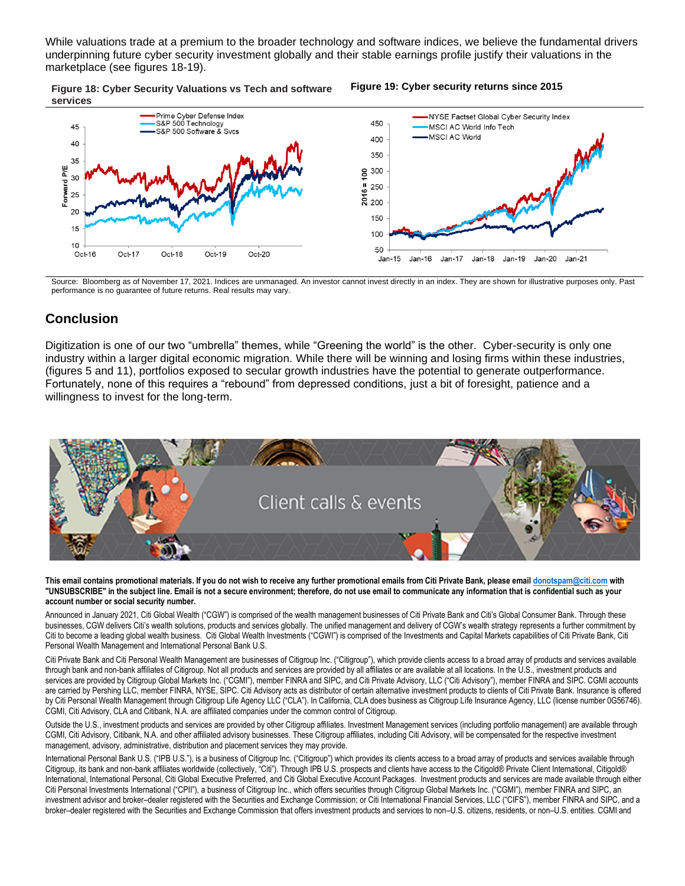While valuations trade at a premium to the broader technology and software indices, we believe the fundamental drivers underpinning future cyber security investment globally and their stable earnings profile justify their valuations in the marketplace (see figures 18-19).

**Figure 18: Cyber Security Valuations vs Tech and software services**

Prime Cyber Defense Index
S&P 500 Technology
S&P 500 Software & Svcs

Forward P/E

45
40
35
30
25
20
15
10

Oct-16 Oct-17 Oct-18 Oct-19 Oct-20

**Figure 19: Cyber security returns since 2015**

NYSE Factset Global Cyber Security Index
MSCI AC World Info Tech
MSCI AC World

2016 = 100

450
400
350
300
250
200
150
100
50

Jan-15 Jan-16 Jan-17 Jan-18 Jan-19 Jan-20 Jan-21

Source: Bloomberg as of November 17, 2021. Indices are unmanaged. An investor cannot invest directly in an index. They are shown for illustrative purposes only. Past performance is no guarantee of future returns. Real results may vary.

## Conclusion

Digitization is one of our two "umbrella" themes, while "Greening the world" is the other. Cyber-security is only one industry within a larger digital economic migration. While there will be winning and losing firms within these industries, (figures 5 and 11), portfolios exposed to secular growth industries have the potential to generate outperformance. Fortunately, none of this requires a "rebound" from depressed conditions, just a bit of foresight, patience and a willingness to invest for the long-term.

Client calls & events

**This email contains promotional materials. If you do not wish to receive any further promotional emails from Citi Private Bank, please email donotspam@citi.com with "UNSUBSCRIBE" in the subject line. Email is not a secure environment; therefore, do not use email to communicate any information that is confidential such as your account number or social security number.**

Announced in January 2021, Citi Global Wealth ("CGW") is comprised of the wealth management businesses of Citi Private Bank and Citi's Global Consumer Bank. Through these businesses, CGW delivers Citi's wealth solutions, products and services globally. The unified management and delivery of CGW's wealth strategy represents a further commitment by Citi to become a leading global wealth business. Citi Global Wealth Investments ("CGWI") is comprised of the Investments and Capital Markets capabilities of Citi Private Bank, Citi Personal Wealth Management and International Personal Bank U.S.

Citi Private Bank and Citi Personal Wealth Management are businesses of Citigroup Inc. ("Citigroup"), which provide clients access to a broad array of products and services available through bank and non-bank affiliates of Citigroup. Not all products and services are provided by all affiliates or are available at all locations. In the U.S., investment products and services are provided by Citigroup Global Markets Inc. ("CGMI"), member FINRA and SIPC, and Citi Private Advisory, LLC ("Citi Advisory"), member FINRA and SIPC. CGMI accounts are carried by Pershing LLC, member FINRA, NYSE, SIPC. Citi Advisory acts as distributor of certain alternative investment products to clients of Citi Private Bank. Insurance is offered by Citi Personal Wealth Management through Citigroup Life Agency LLC ("CLA"). In California, CLA does business as Citigroup Life Insurance Agency, LLC (license number 0G56746). CGMI, Citi Advisory, CLA and Citibank, N.A. are affiliated companies under the common control of Citigroup.

Outside the U.S., investment products and services are provided by other Citigroup affiliates. Investment Management services (including portfolio management) are available through CGMI, Citi Advisory, Citibank, N.A. and other affiliated advisory businesses. These Citigroup affiliates, including Citi Advisory, will be compensated for the respective investment management, advisory, administrative, distribution and placement services they may provide.

International Personal Bank U.S. ("IPB U.S."), is a business of Citigroup Inc. ("Citigroup") which provides its clients access to a broad array of products and services available through Citigroup, its bank and non-bank affiliates worldwide (collectively, "Citi"). Through IPB U.S. prospects and clients have access to the Citigold® Private Client International, Citigold® International, International Personal, Citi Global Executive Preferred, and Citi Global Executive Account Packages. Investment products and services are made available through either Citi Personal Investments International ("CPII"), a business of Citigroup Inc., which offers securities through Citigroup Global Markets Inc. ("CGMI"), member FINRA and SIPC, an investment advisor and broker–dealer registered with the Securities and Exchange Commission; or Citi International Financial Services, LLC ("CIFS"), member FINRA and SIPC, and a broker–dealer registered with the Securities and Exchange Commission that offers investment products and services to non–U.S. citizens, residents, or non–U.S. entities. CGMI and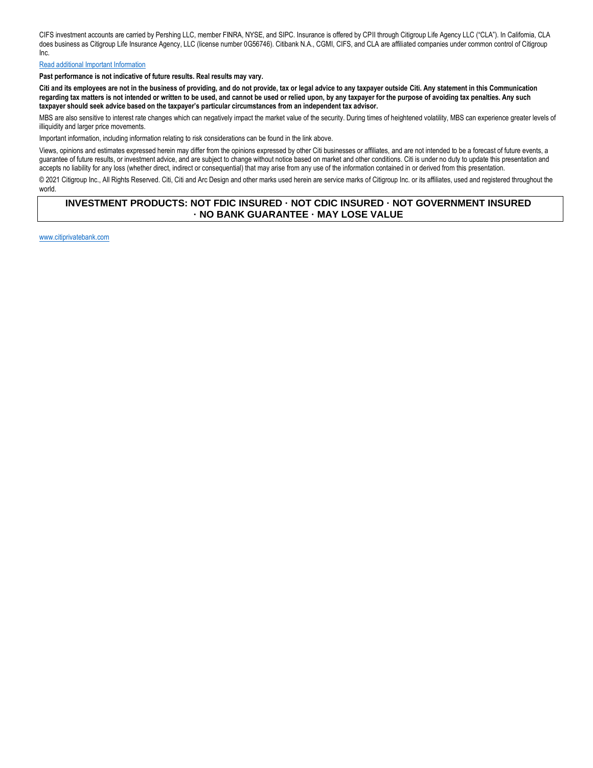CIFS investment accounts are carried by Pershing LLC, member FINRA, NYSE, and SIPC. Insurance is offered by CPII through Citigroup Life Agency LLC ("CLA"). In California, CLA does business as Citigroup Life Insurance Agency, LLC (license number 0G56746). Citibank N.A., CGMI, CIFS, and CLA are affiliated companies under common control of Citigroup Inc.

Read additional Important Information

**Past performance is not indicative of future results. Real results may vary.**

**Citi and its employees are not in the business of providing, and do not provide, tax or legal advice to any taxpayer outside Citi. Any statement in this Communication regarding tax matters is not intended or written to be used, and cannot be used or relied upon, by any taxpayer for the purpose of avoiding tax penalties. Any such taxpayer should seek advice based on the taxpayer's particular circumstances from an independent tax advisor.**

MBS are also sensitive to interest rate changes which can negatively impact the market value of the security. During times of heightened volatility, MBS can experience greater levels of illiquidity and larger price movements.

Important information, including information relating to risk considerations can be found in the link above.

Views, opinions and estimates expressed herein may differ from the opinions expressed by other Citi businesses or affiliates, and are not intended to be a forecast of future events, a guarantee of future results, or investment advice, and are subject to change without notice based on market and other conditions. Citi is under no duty to update this presentation and accepts no liability for any loss (whether direct, indirect or consequential) that may arise from any use of the information contained in or derived from this presentation.

© 2021 Citigroup Inc., All Rights Reserved. Citi, Citi and Arc Design and other marks used herein are service marks of Citigroup Inc. or its affiliates, used and registered throughout the world.

**INVESTMENT PRODUCTS: NOT FDIC INSURED · NOT CDIC INSURED · NOT GOVERNMENT INSURED · NO BANK GUARANTEE · MAY LOSE VALUE**

www.citiprivatebank.com